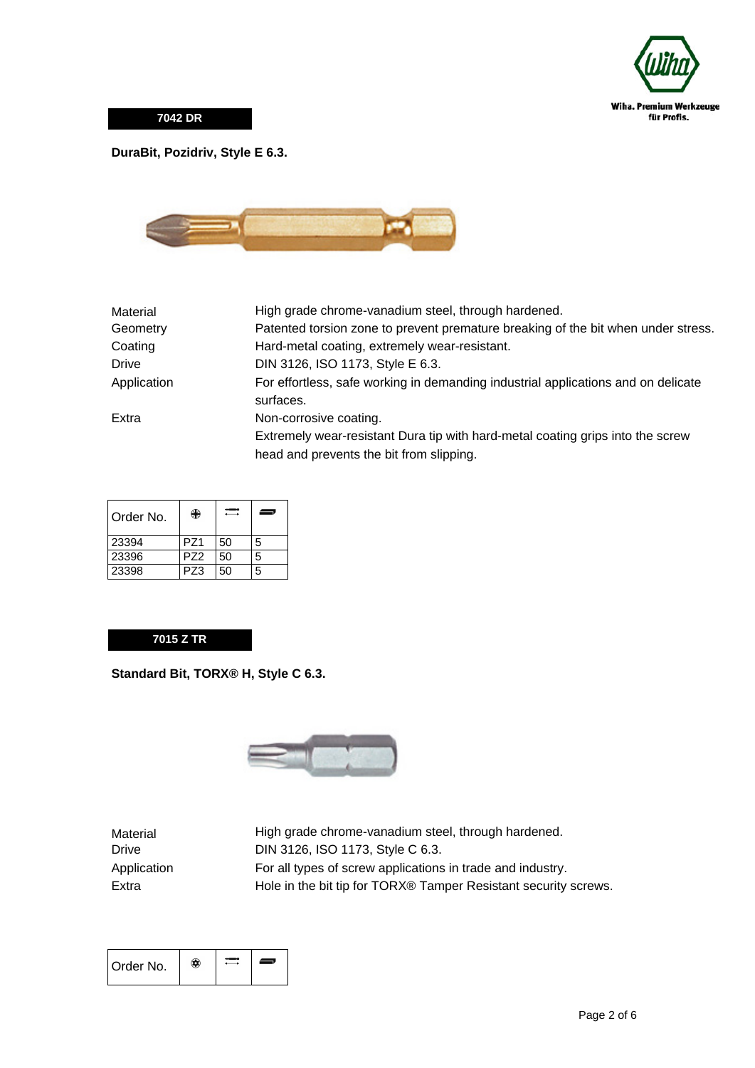Wiha. Premium Werkzeuge für Profis.

## 7042 DR

**DuraBit, Pozidriv, Style E 6.3.**

| | |
|---|---|
| Material | High grade chrome-vanadium steel, through hardened. |
| Geometry | Patented torsion zone to prevent premature breaking of the bit when under stress. |
| Coating | Hard-metal coating, extremely wear-resistant. |
| Drive | DIN 3126, ISO 1173, Style E 6.3. |
| Application | For effortless, safe working in demanding industrial applications and on delicate surfaces. |
| Extra | Non-corrosive coating.<br>Extremely wear-resistant Dura tip with hard-metal coating grips into the screw head and prevents the bit from slipping. |

| Order No. | ⊕ | ⟷ | ▬ |
|---|---|---|---|
| 23394 | PZ1 | 50 | 5 |
| 23396 | PZ2 | 50 | 5 |
| 23398 | PZ3 | 50 | 5 |

## 7015 Z TR

**Standard Bit, TORX® H, Style C 6.3.**

| | |
|---|---|
| Material | High grade chrome-vanadium steel, through hardened. |
| Drive | DIN 3126, ISO 1173, Style C 6.3. |
| Application | For all types of screw applications in trade and industry. |
| Extra | Hole in the bit tip for TORX® Tamper Resistant security screws. |

| Order No. | ✲ | ⟷ | ▬ |
|---|---|---|---|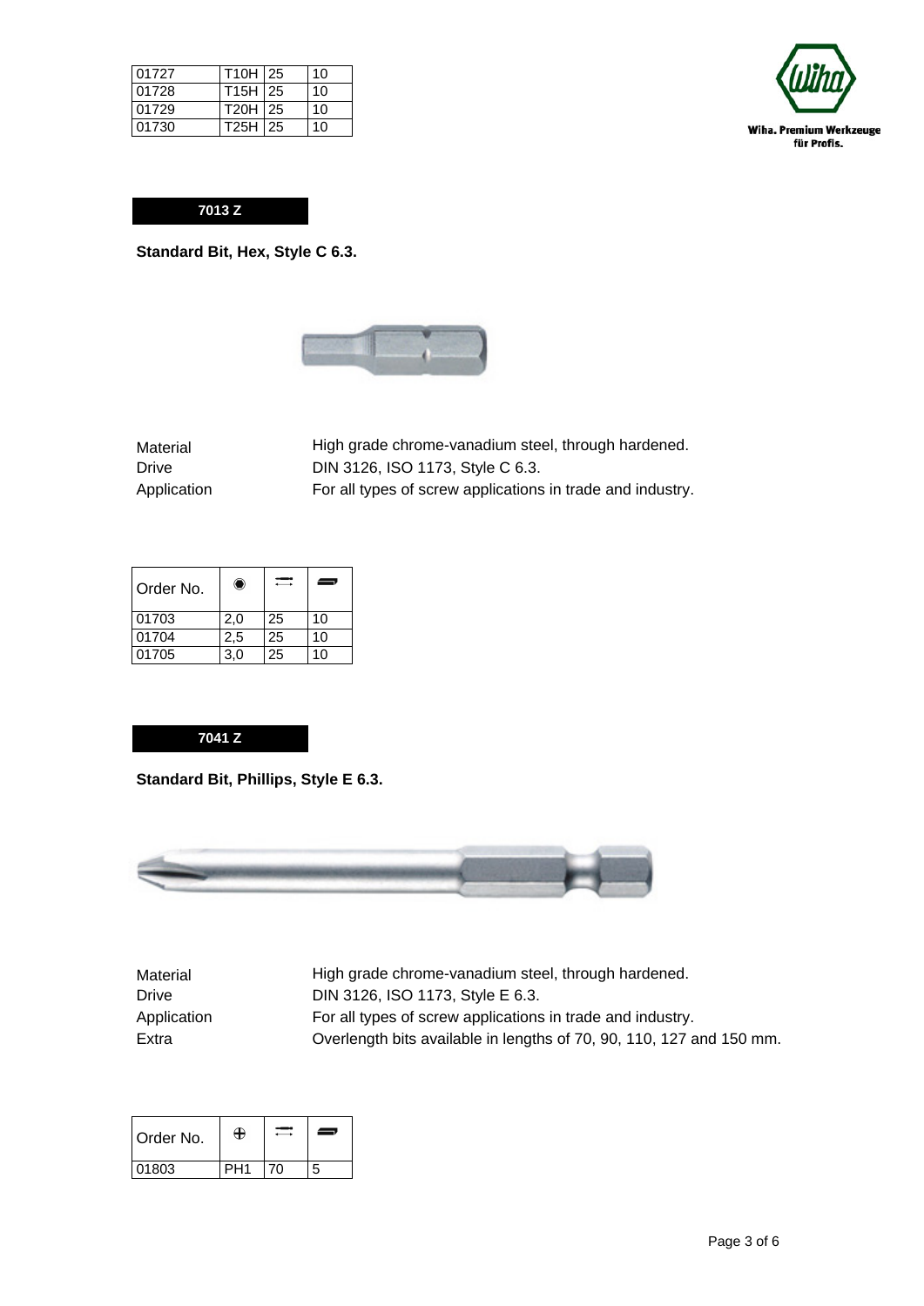| | | | |
|---|---|---|---|
| 01727 | T10H | 25 | 10 |
| 01728 | T15H | 25 | 10 |
| 01729 | T20H | 25 | 10 |
| 01730 | T25H | 25 | 10 |

Wiha. Premium Werkzeuge für Profis.

## 7013 Z

**Standard Bit, Hex, Style C 6.3.**

| | |
|---|---|
| Material | High grade chrome-vanadium steel, through hardened. |
| Drive | DIN 3126, ISO 1173, Style C 6.3. |
| Application | For all types of screw applications in trade and industry. |

| Order No. | ◉ | ⟷ | ▬ |
|---|---|---|---|
| 01703 | 2,0 | 25 | 10 |
| 01704 | 2,5 | 25 | 10 |
| 01705 | 3,0 | 25 | 10 |

## 7041 Z

**Standard Bit, Phillips, Style E 6.3.**

| | |
|---|---|
| Material | High grade chrome-vanadium steel, through hardened. |
| Drive | DIN 3126, ISO 1173, Style E 6.3. |
| Application | For all types of screw applications in trade and industry. |
| Extra | Overlength bits available in lengths of 70, 90, 110, 127 and 150 mm. |

| Order No. | ⊕ | ⟷ | ▬ |
|---|---|---|---|
| 01803 | PH1 | 70 | 5 |